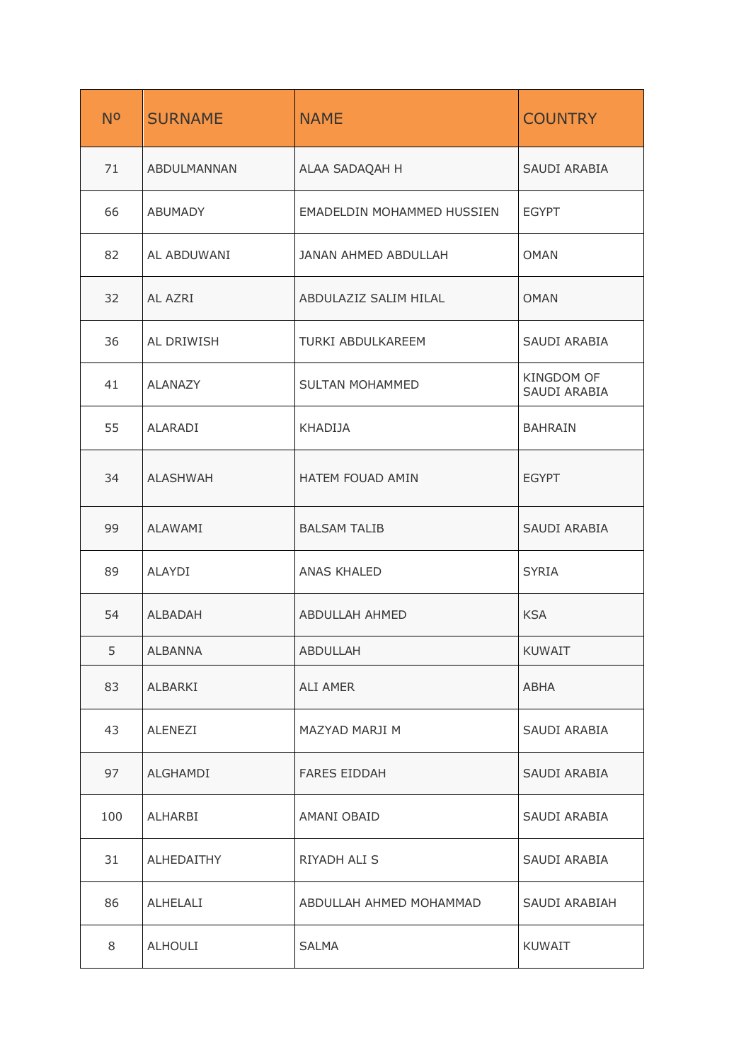| Nº | SURNAME | NAME | COUNTRY |
|---|---|---|---|
| 71 | ABDULMANNAN | ALAA SADAQAH H | SAUDI ARABIA |
| 66 | ABUMADY | EMADELDIN MOHAMMED HUSSIEN | EGYPT |
| 82 | AL ABDUWANI | JANAN AHMED ABDULLAH | OMAN |
| 32 | AL AZRI | ABDULAZIZ SALIM HILAL | OMAN |
| 36 | AL DRIWISH | TURKI ABDULKAREEM | SAUDI ARABIA |
| 41 | ALANAZY | SULTAN MOHAMMED | KINGDOM OF SAUDI ARABIA |
| 55 | ALARADI | KHADIJA | BAHRAIN |
| 34 | ALASHWAH | HATEM FOUAD AMIN | EGYPT |
| 99 | ALAWAMI | BALSAM TALIB | SAUDI ARABIA |
| 89 | ALAYDI | ANAS KHALED | SYRIA |
| 54 | ALBADAH | ABDULLAH AHMED | KSA |
| 5 | ALBANNA | ABDULLAH | KUWAIT |
| 83 | ALBARKI | ALI AMER | ABHA |
| 43 | ALENEZI | MAZYAD MARJI M | SAUDI ARABIA |
| 97 | ALGHAMDI | FARES EIDDAH | SAUDI ARABIA |
| 100 | ALHARBI | AMANI OBAID | SAUDI ARABIA |
| 31 | ALHEDAITHY | RIYADH ALI S | SAUDI ARABIA |
| 86 | ALHELALI | ABDULLAH AHMED MOHAMMAD | SAUDI ARABIAH |
| 8 | ALHOULI | SALMA | KUWAIT |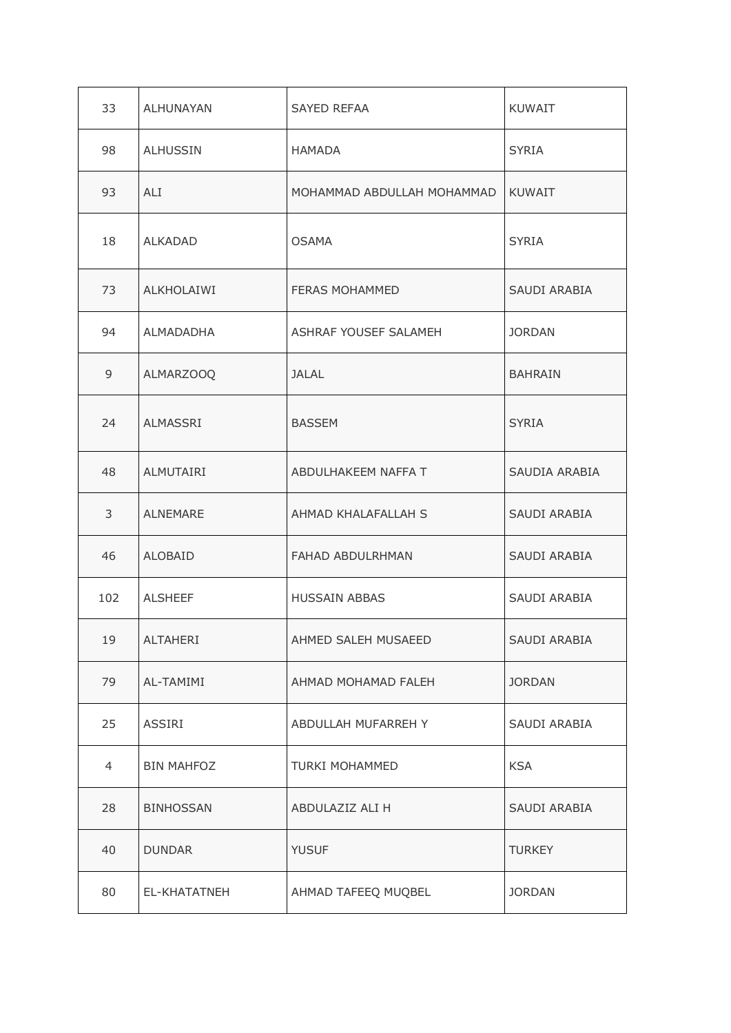| 33 | ALHUNAYAN | SAYED REFAA | KUWAIT |
|---|---|---|---|
| 98 | ALHUSSIN | HAMADA | SYRIA |
| 93 | ALI | MOHAMMAD ABDULLAH MOHAMMAD | KUWAIT |
| 18 | ALKADAD | OSAMA | SYRIA |
| 73 | ALKHOLAIWI | FERAS MOHAMMED | SAUDI ARABIA |
| 94 | ALMADADHA | ASHRAF YOUSEF SALAMEH | JORDAN |
| 9 | ALMARZOOQ | JALAL | BAHRAIN |
| 24 | ALMASSRI | BASSEM | SYRIA |
| 48 | ALMUTAIRI | ABDULHAKEEM NAFFA T | SAUDIA ARABIA |
| 3 | ALNEMARE | AHMAD KHALAFALLAH S | SAUDI ARABIA |
| 46 | ALOBAID | FAHAD ABDULRHMAN | SAUDI ARABIA |
| 102 | ALSHEEF | HUSSAIN ABBAS | SAUDI ARABIA |
| 19 | ALTAHERI | AHMED SALEH MUSAEED | SAUDI ARABIA |
| 79 | AL-TAMIMI | AHMAD MOHAMAD FALEH | JORDAN |
| 25 | ASSIRI | ABDULLAH MUFARREH Y | SAUDI ARABIA |
| 4 | BIN MAHFOZ | TURKI MOHAMMED | KSA |
| 28 | BINHOSSAN | ABDULAZIZ ALI H | SAUDI ARABIA |
| 40 | DUNDAR | YUSUF | TURKEY |
| 80 | EL-KHATATNEH | AHMAD TAFEEQ MUQBEL | JORDAN |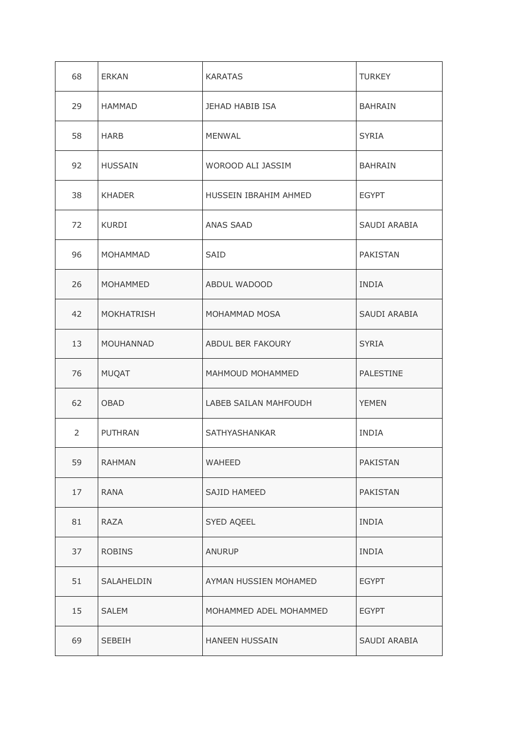| 68 | ERKAN | KARATAS | TURKEY |
|---|---|---|---|
| 29 | HAMMAD | JEHAD HABIB ISA | BAHRAIN |
| 58 | HARB | MENWAL | SYRIA |
| 92 | HUSSAIN | WOROOD ALI JASSIM | BAHRAIN |
| 38 | KHADER | HUSSEIN IBRAHIM AHMED | EGYPT |
| 72 | KURDI | ANAS SAAD | SAUDI ARABIA |
| 96 | MOHAMMAD | SAID | PAKISTAN |
| 26 | MOHAMMED | ABDUL WADOOD | INDIA |
| 42 | MOKHATRISH | MOHAMMAD MOSA | SAUDI ARABIA |
| 13 | MOUHANNAD | ABDUL BER FAKOURY | SYRIA |
| 76 | MUQAT | MAHMOUD MOHAMMED | PALESTINE |
| 62 | OBAD | LABEB SAILAN MAHFOUDH | YEMEN |
| 2 | PUTHRAN | SATHYASHANKAR | INDIA |
| 59 | RAHMAN | WAHEED | PAKISTAN |
| 17 | RANA | SAJID HAMEED | PAKISTAN |
| 81 | RAZA | SYED AQEEL | INDIA |
| 37 | ROBINS | ANURUP | INDIA |
| 51 | SALAHELDIN | AYMAN HUSSIEN MOHAMED | EGYPT |
| 15 | SALEM | MOHAMMED ADEL MOHAMMED | EGYPT |
| 69 | SEBEIH | HANEEN HUSSAIN | SAUDI ARABIA |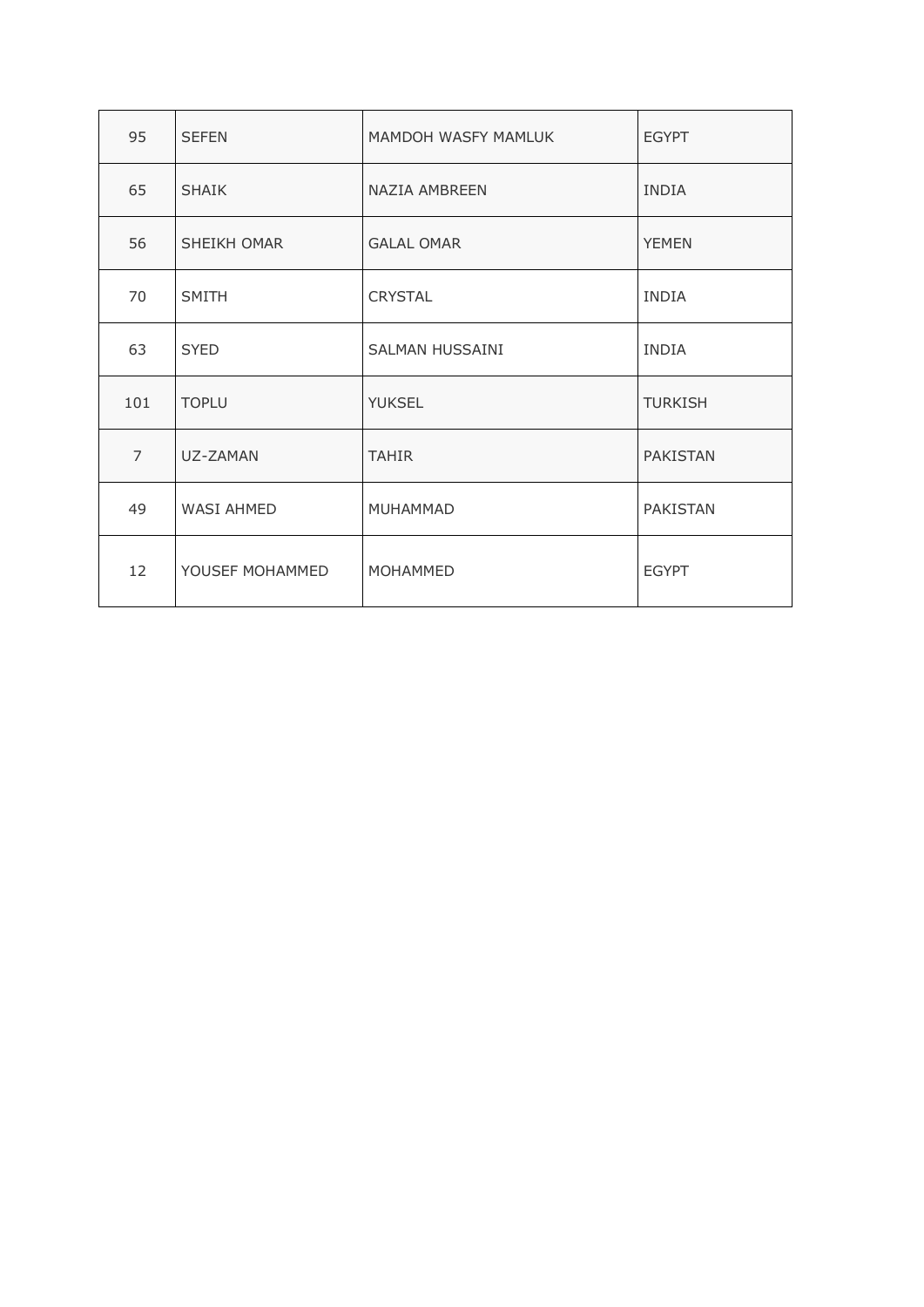| | | | |
|---|---|---|---|
| 95 | SEFEN | MAMDOH WASFY MAMLUK | EGYPT |
| 65 | SHAIK | NAZIA AMBREEN | INDIA |
| 56 | SHEIKH OMAR | GALAL OMAR | YEMEN |
| 70 | SMITH | CRYSTAL | INDIA |
| 63 | SYED | SALMAN HUSSAINI | INDIA |
| 101 | TOPLU | YUKSEL | TURKISH |
| 7 | UZ-ZAMAN | TAHIR | PAKISTAN |
| 49 | WASI AHMED | MUHAMMAD | PAKISTAN |
| 12 | YOUSEF MOHAMMED | MOHAMMED | EGYPT |